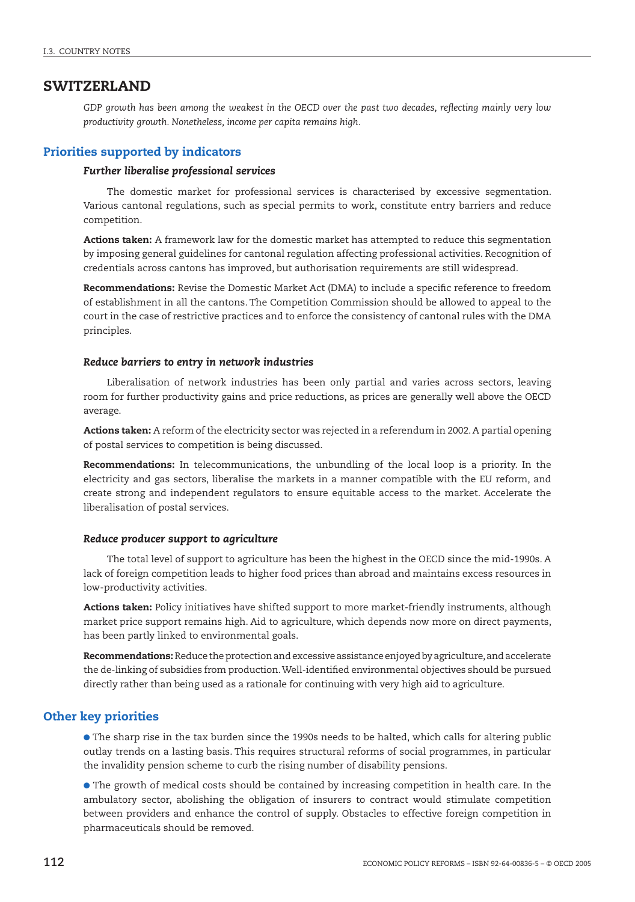## SWITZERLAND

*GDP growth has been among the weakest in the OECD over the past two decades, reflecting mainly very low productivity growth. Nonetheless, income per capita remains high.*

### Priorities supported by indicators

#### *Further liberalise professional services*

The domestic market for professional services is characterised by excessive segmentation. Various cantonal regulations, such as special permits to work, constitute entry barriers and reduce competition.

**Actions taken:** A framework law for the domestic market has attempted to reduce this segmentation by imposing general guidelines for cantonal regulation affecting professional activities. Recognition of credentials across cantons has improved, but authorisation requirements are still widespread.

**Recommendations:** Revise the Domestic Market Act (DMA) to include a specific reference to freedom of establishment in all the cantons. The Competition Commission should be allowed to appeal to the court in the case of restrictive practices and to enforce the consistency of cantonal rules with the DMA principles.

#### *Reduce barriers to entry in network industries*

Liberalisation of network industries has been only partial and varies across sectors, leaving room for further productivity gains and price reductions, as prices are generally well above the OECD average.

**Actions taken:** A reform of the electricity sector was rejected in a referendum in 2002. A partial opening of postal services to competition is being discussed.

**Recommendations:** In telecommunications, the unbundling of the local loop is a priority. In the electricity and gas sectors, liberalise the markets in a manner compatible with the EU reform, and create strong and independent regulators to ensure equitable access to the market. Accelerate the liberalisation of postal services.

#### *Reduce producer support to agriculture*

The total level of support to agriculture has been the highest in the OECD since the mid-1990s. A lack of foreign competition leads to higher food prices than abroad and maintains excess resources in low-productivity activities.

**Actions taken:** Policy initiatives have shifted support to more market-friendly instruments, although market price support remains high. Aid to agriculture, which depends now more on direct payments, has been partly linked to environmental goals.

**Recommendations:** Reduce the protection and excessive assistance enjoyed by agriculture, and accelerate the de-linking of subsidies from production. Well-identified environmental objectives should be pursued directly rather than being used as a rationale for continuing with very high aid to agriculture.

### Other key priorities

- The sharp rise in the tax burden since the 1990s needs to be halted, which calls for altering public outlay trends on a lasting basis. This requires structural reforms of social programmes, in particular the invalidity pension scheme to curb the rising number of disability pensions.
- The growth of medical costs should be contained by increasing competition in health care. In the ambulatory sector, abolishing the obligation of insurers to contract would stimulate competition between providers and enhance the control of supply. Obstacles to effective foreign competition in pharmaceuticals should be removed.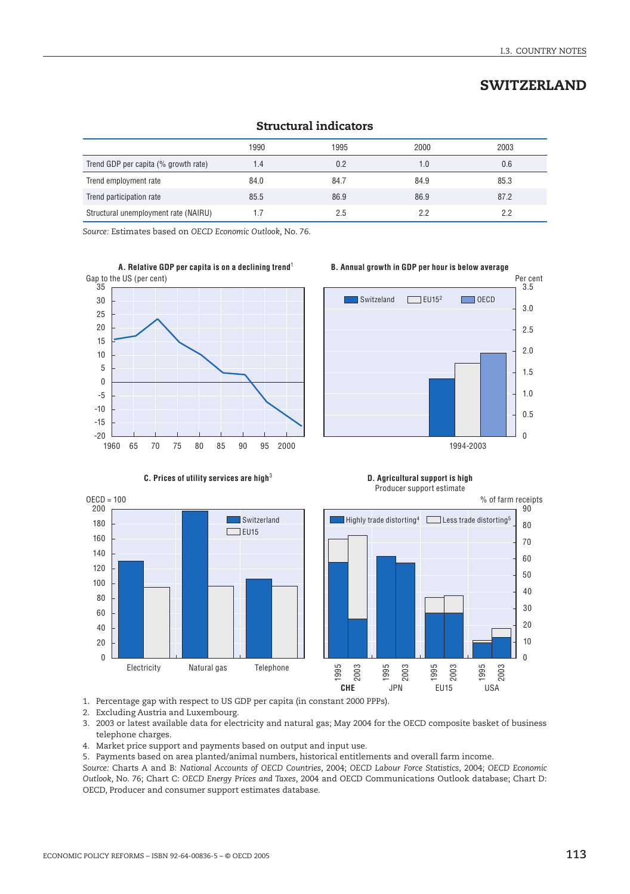# SWITZERLAND

## Structural indicators

| | 1990 | 1995 | 2000 | 2003 |
|---|---|---|---|---|
| Trend GDP per capita (% growth rate) | 1.4 | 0.2 | 1.0 | 0.6 |
| Trend employment rate | 84.0 | 84.7 | 84.9 | 85.3 |
| Trend participation rate | 85.5 | 86.9 | 86.9 | 87.2 |
| Structural unemployment rate (NAIRU) | 1.7 | 2.5 | 2.2 | 2.2 |

*Source:* Estimates based on *OECD Economic Outlook*, No. 76.

**A. Relative GDP per capita is on a declining trend**[1]

Gap to the US (per cent)

35, 30, 25, 20, 15, 10, 5, 0, -5, -10, -15, -20

1960, 65, 70, 75, 80, 85, 90, 95, 2000

**B. Annual growth in GDP per hour is below average**

Per cent

3.5, 3.0, 2.5, 2.0, 1.5, 1.0, 0.5, 0

Switzerland, EU15[2], OECD

1994-2003

**C. Prices of utility services are high**[3]

OECD = 100

200, 180, 160, 140, 120, 100, 80, 60, 40, 20, 0

Switzerland, EU15

Electricity, Natural gas, Telephone

**D. Agricultural support is high**

Producer support estimate

% of farm receipts

90, 80, 70, 60, 50, 40, 30, 20, 10, 0

Highly trade distorting[4], Less trade distorting[5]

1995, 2003, 1995, 2003, 1995, 2003, 1995, 2003

CHE, JPN, EU15, USA

1. Percentage gap with respect to US GDP per capita (in constant 2000 PPPs).
2. Excluding Austria and Luxembourg.
3. 2003 or latest available data for electricity and natural gas; May 2004 for the OECD composite basket of business telephone charges.
4. Market price support and payments based on output and input use.
5. Payments based on area planted/animal numbers, historical entitlements and overall farm income.

*Source:* Charts A and B: *National Accounts of OECD Countries*, 2004; *OECD Labour Force Statistics*, 2004; *OECD Economic Outlook*, No. 76; Chart C: *OECD Energy Prices and Taxes*, 2004 and OECD Communications Outlook database; Chart D: OECD, Producer and consumer support estimates database.